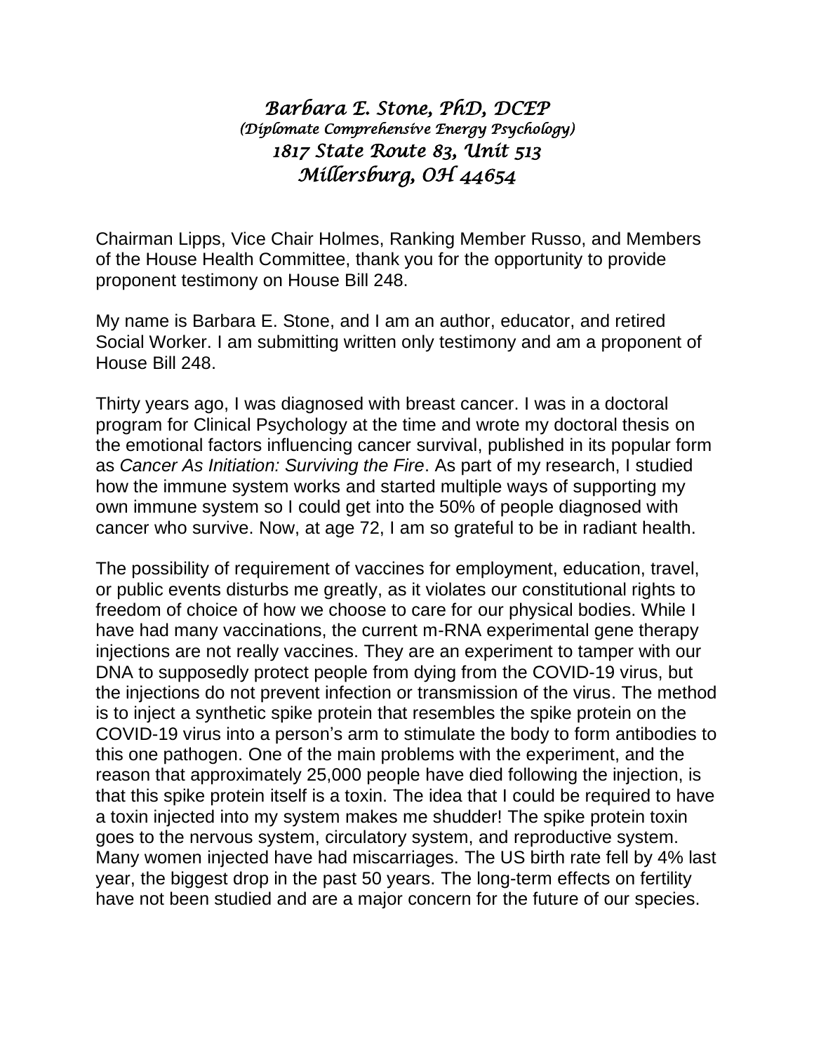*Barbara E. Stone, PhD, DCEP*
*(Diplomate Comprehensive Energy Psychology)*
*1817 State Route 83, Unit 513*
*Millersburg, OH 44654*

Chairman Lipps, Vice Chair Holmes, Ranking Member Russo, and Members of the House Health Committee, thank you for the opportunity to provide proponent testimony on House Bill 248.

My name is Barbara E. Stone, and I am an author, educator, and retired Social Worker. I am submitting written only testimony and am a proponent of House Bill 248.

Thirty years ago, I was diagnosed with breast cancer. I was in a doctoral program for Clinical Psychology at the time and wrote my doctoral thesis on the emotional factors influencing cancer survival, published in its popular form as *Cancer As Initiation: Surviving the Fire*. As part of my research, I studied how the immune system works and started multiple ways of supporting my own immune system so I could get into the 50% of people diagnosed with cancer who survive. Now, at age 72, I am so grateful to be in radiant health.

The possibility of requirement of vaccines for employment, education, travel, or public events disturbs me greatly, as it violates our constitutional rights to freedom of choice of how we choose to care for our physical bodies. While I have had many vaccinations, the current m-RNA experimental gene therapy injections are not really vaccines. They are an experiment to tamper with our DNA to supposedly protect people from dying from the COVID-19 virus, but the injections do not prevent infection or transmission of the virus. The method is to inject a synthetic spike protein that resembles the spike protein on the COVID-19 virus into a person's arm to stimulate the body to form antibodies to this one pathogen. One of the main problems with the experiment, and the reason that approximately 25,000 people have died following the injection, is that this spike protein itself is a toxin. The idea that I could be required to have a toxin injected into my system makes me shudder! The spike protein toxin goes to the nervous system, circulatory system, and reproductive system. Many women injected have had miscarriages. The US birth rate fell by 4% last year, the biggest drop in the past 50 years. The long-term effects on fertility have not been studied and are a major concern for the future of our species.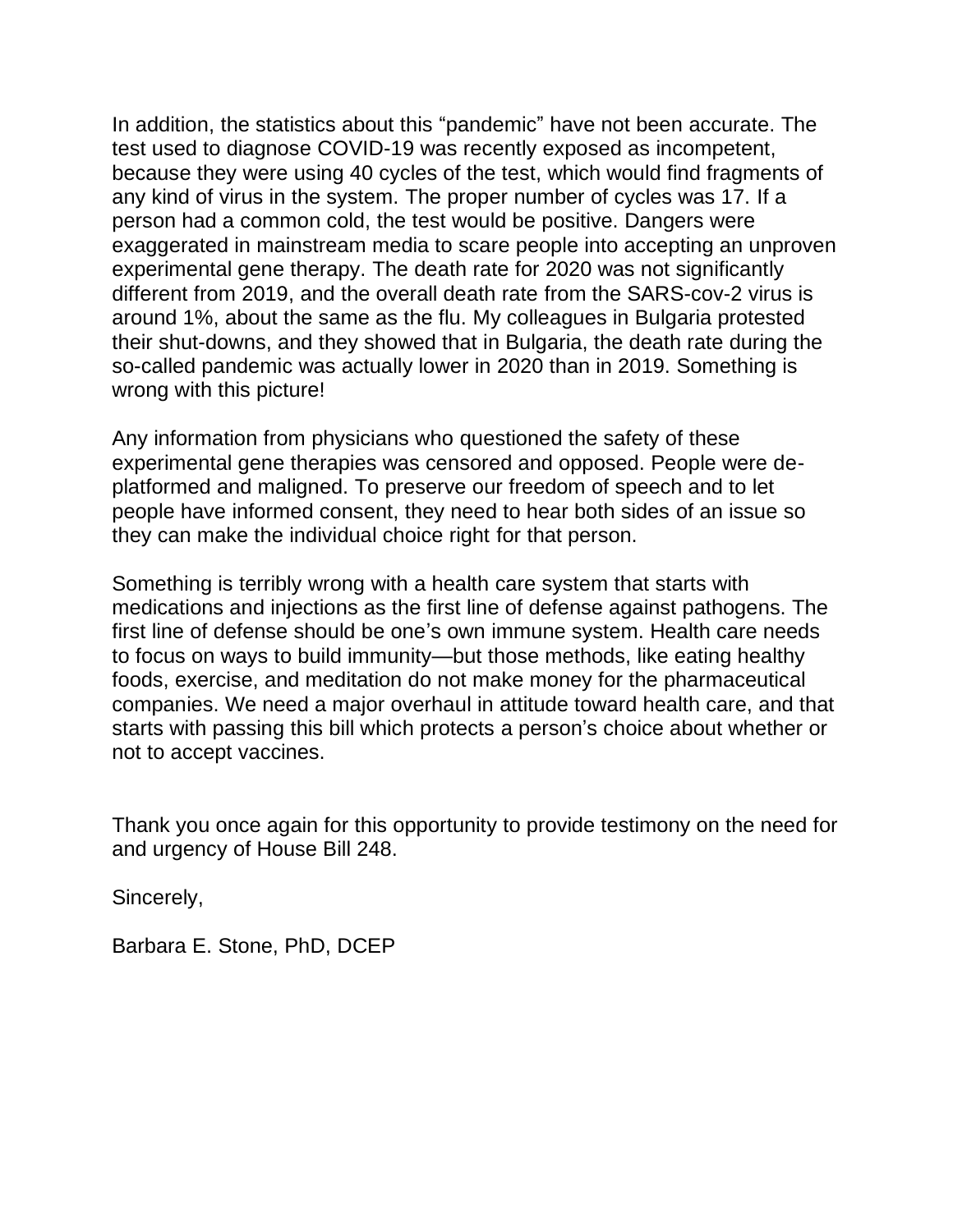In addition, the statistics about this "pandemic" have not been accurate. The test used to diagnose COVID-19 was recently exposed as incompetent, because they were using 40 cycles of the test, which would find fragments of any kind of virus in the system. The proper number of cycles was 17. If a person had a common cold, the test would be positive. Dangers were exaggerated in mainstream media to scare people into accepting an unproven experimental gene therapy. The death rate for 2020 was not significantly different from 2019, and the overall death rate from the SARS-cov-2 virus is around 1%, about the same as the flu. My colleagues in Bulgaria protested their shut-downs, and they showed that in Bulgaria, the death rate during the so-called pandemic was actually lower in 2020 than in 2019. Something is wrong with this picture!

Any information from physicians who questioned the safety of these experimental gene therapies was censored and opposed. People were de-platformed and maligned. To preserve our freedom of speech and to let people have informed consent, they need to hear both sides of an issue so they can make the individual choice right for that person.

Something is terribly wrong with a health care system that starts with medications and injections as the first line of defense against pathogens. The first line of defense should be one's own immune system. Health care needs to focus on ways to build immunity—but those methods, like eating healthy foods, exercise, and meditation do not make money for the pharmaceutical companies. We need a major overhaul in attitude toward health care, and that starts with passing this bill which protects a person's choice about whether or not to accept vaccines.

Thank you once again for this opportunity to provide testimony on the need for and urgency of House Bill 248.

Sincerely,

Barbara E. Stone, PhD, DCEP